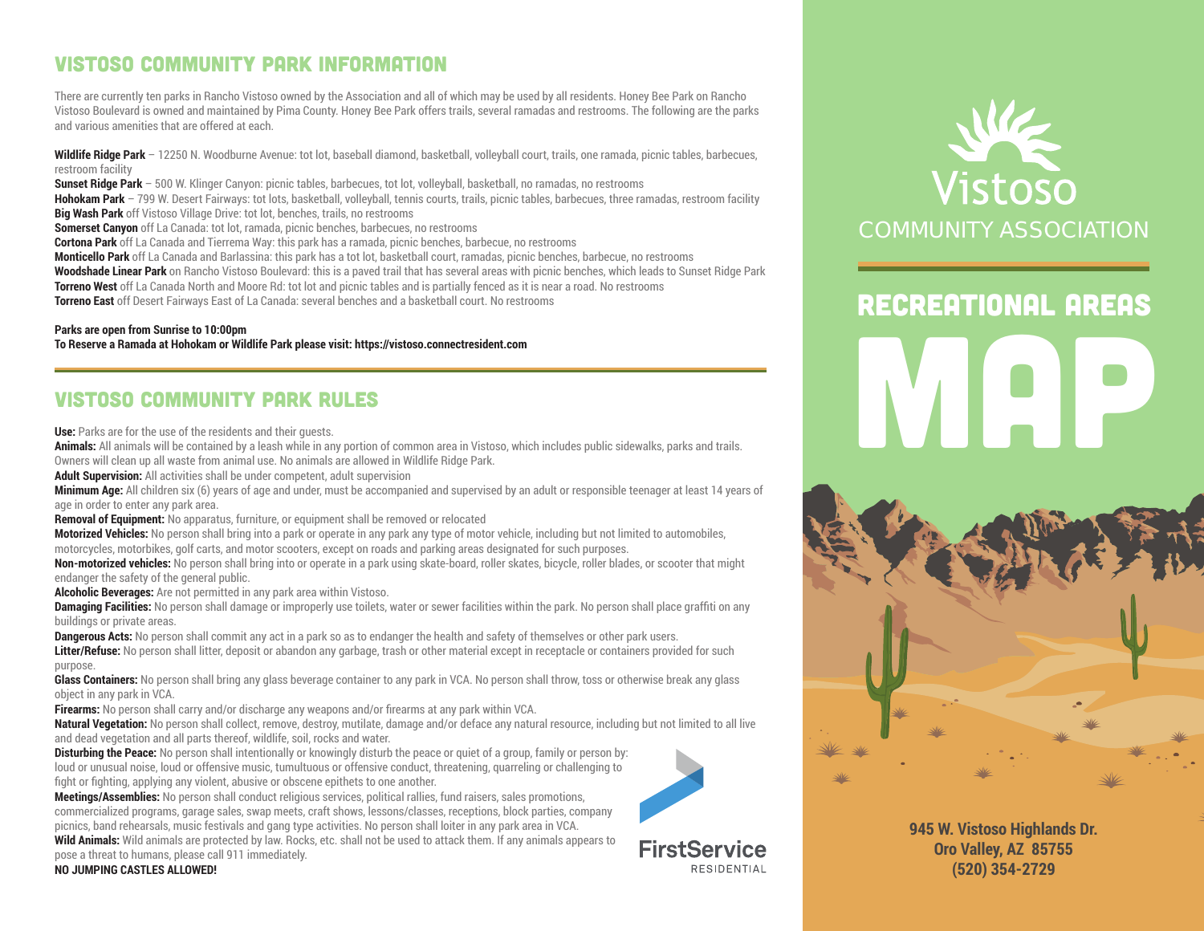# VISTOSO COMMUNITY PARK INFORMATION

There are currently ten parks in Rancho Vistoso owned by the Association and all of which may be used by all residents. Honey Bee Park on Rancho Vistoso Boulevard is owned and maintained by Pima County. Honey Bee Park offers trails, several ramadas and restrooms. The following are the parks and various amenities that are offered at each.

**Wildlife Ridge Park** – 12250 N. Woodburne Avenue: tot lot, baseball diamond, basketball, volleyball court, trails, one ramada, picnic tables, barbecues, restroom facility
**Sunset Ridge Park** – 500 W. Klinger Canyon: picnic tables, barbecues, tot lot, volleyball, basketball, no ramadas, no restrooms
**Hohokam Park** – 799 W. Desert Fairways: tot lots, basketball, volleyball, tennis courts, trails, picnic tables, barbecues, three ramadas, restroom facility
**Big Wash Park** off Vistoso Village Drive: tot lot, benches, trails, no restrooms
**Somerset Canyon** off La Canada: tot lot, ramada, picnic benches, barbecues, no restrooms
**Cortona Park** off La Canada and Tierrema Way: this park has a ramada, picnic benches, barbecue, no restrooms
**Monticello Park** off La Canada and Barlassina: this park has a tot lot, basketball court, ramadas, picnic benches, barbecue, no restrooms
**Woodshade Linear Park** on Rancho Vistoso Boulevard: this is a paved trail that has several areas with picnic benches, which leads to Sunset Ridge Park
**Torreno West** off La Canada North and Moore Rd: tot lot and picnic tables and is partially fenced as it is near a road. No restrooms
**Torreno East** off Desert Fairways East of La Canada: several benches and a basketball court. No restrooms

**Parks are open from Sunrise to 10:00pm**
**To Reserve a Ramada at Hohokam or Wildlife Park please visit: https://vistoso.connectresident.com**

# VISTOSO COMMUNITY PARK RULES

**Use:** Parks are for the use of the residents and their guests.
**Animals:** All animals will be contained by a leash while in any portion of common area in Vistoso, which includes public sidewalks, parks and trails. Owners will clean up all waste from animal use. No animals are allowed in Wildlife Ridge Park.
**Adult Supervision:** All activities shall be under competent, adult supervision
**Minimum Age:** All children six (6) years of age and under, must be accompanied and supervised by an adult or responsible teenager at least 14 years of age in order to enter any park area.
**Removal of Equipment:** No apparatus, furniture, or equipment shall be removed or relocated
**Motorized Vehicles:** No person shall bring into a park or operate in any park any type of motor vehicle, including but not limited to automobiles, motorcycles, motorbikes, golf carts, and motor scooters, except on roads and parking areas designated for such purposes.
**Non-motorized vehicles:** No person shall bring into or operate in a park using skate-board, roller skates, bicycle, roller blades, or scooter that might endanger the safety of the general public.
**Alcoholic Beverages:** Are not permitted in any park area within Vistoso.
**Damaging Facilities:** No person shall damage or improperly use toilets, water or sewer facilities within the park. No person shall place graffiti on any buildings or private areas.
**Dangerous Acts:** No person shall commit any act in a park so as to endanger the health and safety of themselves or other park users.
**Litter/Refuse:** No person shall litter, deposit or abandon any garbage, trash or other material except in receptacle or containers provided for such purpose.
**Glass Containers:** No person shall bring any glass beverage container to any park in VCA. No person shall throw, toss or otherwise break any glass object in any park in VCA.
**Firearms:** No person shall carry and/or discharge any weapons and/or firearms at any park within VCA.
**Natural Vegetation:** No person shall collect, remove, destroy, mutilate, damage and/or deface any natural resource, including but not limited to all live and dead vegetation and all parts thereof, wildlife, soil, rocks and water.
**Disturbing the Peace:** No person shall intentionally or knowingly disturb the peace or quiet of a group, family or person by: loud or unusual noise, loud or offensive music, tumultuous or offensive conduct, threatening, quarreling or challenging to fight or fighting, applying any violent, abusive or obscene epithets to one another.
**Meetings/Assemblies:** No person shall conduct religious services, political rallies, fund raisers, sales promotions, commercialized programs, garage sales, swap meets, craft shows, lessons/classes, receptions, block parties, company picnics, band rehearsals, music festivals and gang type activities. No person shall loiter in any park area in VCA.
**Wild Animals:** Wild animals are protected by law. Rocks, etc. shall not be used to attack them. If any animals appears to pose a threat to humans, please call 911 immediately.
**NO JUMPING CASTLES ALLOWED!**

FirstService RESIDENTIAL

Vistoso COMMUNITY ASSOCIATION

# RECREATIONAL AREAS MAP

**945 W. Vistoso Highlands Dr.**
**Oro Valley, AZ 85755**
**(520) 354-2729**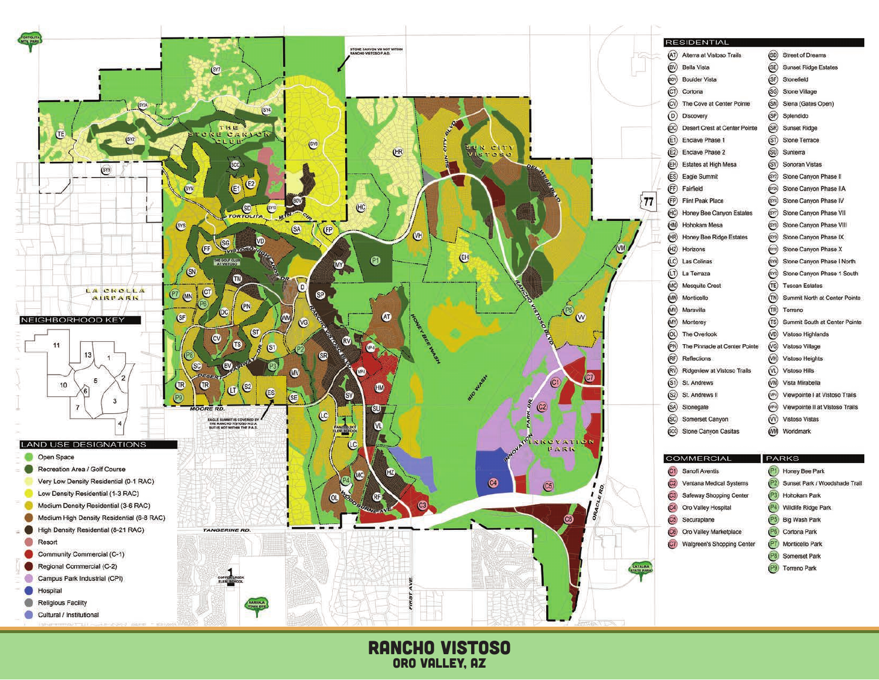# RANCHO VISTOSO

## ORO VALLEY, AZ

### RESIDENTIAL

- (AT) Alterra at Vistoso Trails
- (BV) Bella Vista
- (BDV) Boulder Vista
- (CT) Cortona
- (CV) The Cove at Center Pointe
- (D) Discovery
- (DC) Desert Crest at Center Pointe
- (E1) Enclave Phase 1
- (E2) Enclave Phase 2
- (EH) Estates at High Mesa
- (ES) Eagle Summit
- (FF) Fairfield
- (FP) Flint Peak Place
- (HC) Honey Bee Canyon Estates
- (HM) Hohokam Mesa
- (HR) Honey Bee Ridge Estates
- (HZ) Horizons
- (LC) Las Colinas
- (LT) La Terraza
- (MC) Mesquite Crest
- (MN) Monticello
- (MV) Maravilla
- (MY) Monterey
- (OL) The Overlook
- (PN) The Pinnacle at Center Pointe
- (RF) Reflections
- (RV) Ridgeview at Vistoso Trails
- (S1) St. Andrews
- (S2) St. Andrews II
- (SA) Stonegate
- (SC) Somerset Canyon
- (SCC) Stone Canyon Casitas
- (SD) Street of Dreams
- (SE) Sunset Ridge Estates
- (SF) Stonefield
- (SG) Stone Village
- (SN) Siena (Gates Open)
- (SP) Splendido
- (SR) Sunset Ridge
- (ST) Stone Terrace
- (SU) Sunterra
- (SV) Sonoran Vistas
- (SY2) Stone Canyon Phase II
- (SY2A) Stone Canyon Phase IIA
- (SY4) Stone Canyon Phase IV
- (SY7) Stone Canyon Phase VII
- (SY8) Stone Canyon Phase VIII
- (SY9) Stone Canyon Phase IX
- (SY10) Stone Canyon Phase X
- (SYN) Stone Canyon Phase I North
- (SYS) Stone Canyon Phase 1 South
- (TE) Tuscan Estates
- (TN) Summit North at Center Pointe
- (TR) Torreno
- (TS) Summit South at Center Pointe
- (VD) Vistoso Highlands
- (VG) Vistoso Village
- (VH) Vistoso Heights
- (VL) Vistoso Hills
- (VM) Vista Mirabella
- (VP-I) Viewpointe I at Vistoso Trails
- (VP-II) Viewpointe II at Vistoso Trails
- (VV) Vistoso Vistas
- (WM) Worldmark

### COMMERCIAL

- (C1) Sanofi Aventis
- (C2) Ventana Medical Systems
- (C3) Safeway Shopping Center
- (C4) Oro Valley Hospital
- (C5) Securaplane
- (C6) Oro Valley Marketplace
- (C7) Walgreen's Shopping Center

### PARKS

- (P1) Honey Bee Park
- (P2) Sunset Park / Woodshade Trail
- (P3) Hohokam Park
- (P4) Wildlife Ridge Park
- (P5) Big Wash Park
- (P6) Cortona Park
- (P7) Monticello Park
- (P8) Somerset Park
- (P9) Torreno Park

### LAND USE DESIGNATIONS

- Open Space
- Recreation Area / Golf Course
- Very Low Density Residential (0-1 RAC)
- Low Density Residential (1-3 RAC)
- Medium Density Residential (3-6 RAC)
- Medium High Density Residential (6-8 RAC)
- High Density Residential (8-21 RAC)
- Resort
- Community Commercial (C-1)
- Regional Commercial (C-2)
- Campus Park Industrial (CPI)
- Hospital
- Religious Facility
- Cultural / Institutional

### NEIGHBORHOOD KEY

11, 13, 1, 10, 6, 5, 2, 7, 3, 4

Map labels:

TORTOLITA MTN PARK

STONE CANYON VIII NOT WITHIN RANCHO VISTOSO P.A.D.

THE STONE CANYON CLUB

SUN CITY VISTOSO

SUN CITY BLVD

DEL WEBB BLVD

TORTOLITA MTN. CIR.

VISTOSO HIGHLANDS DR.

THE GOLF CLUB AT VISTOSO

LA CHOLLA AIRPARK

RANCHO VISTOSO BLVD

HONEY BEE WASH

BIG WASH

DESERT FAIRWAY DR.

MOORE RD.

EAGLE SUMMIT IS COVERED BY THE RANCHO VISTOSO H.O.A. BUT IS NOT WITHIN THE P.A.D.

PAINTED SKY ELEM. SCHOOL

WOODBURNE AVE.

INNOVATION PARK DR.

INNOVATION PARK

TANGERINE RD.

COPPER CREEK ELEM. SCHOOL

NARANJA TOWN SITE

FIRST AVE.

ORACLE RD.

CATALINA STATE PARK

77